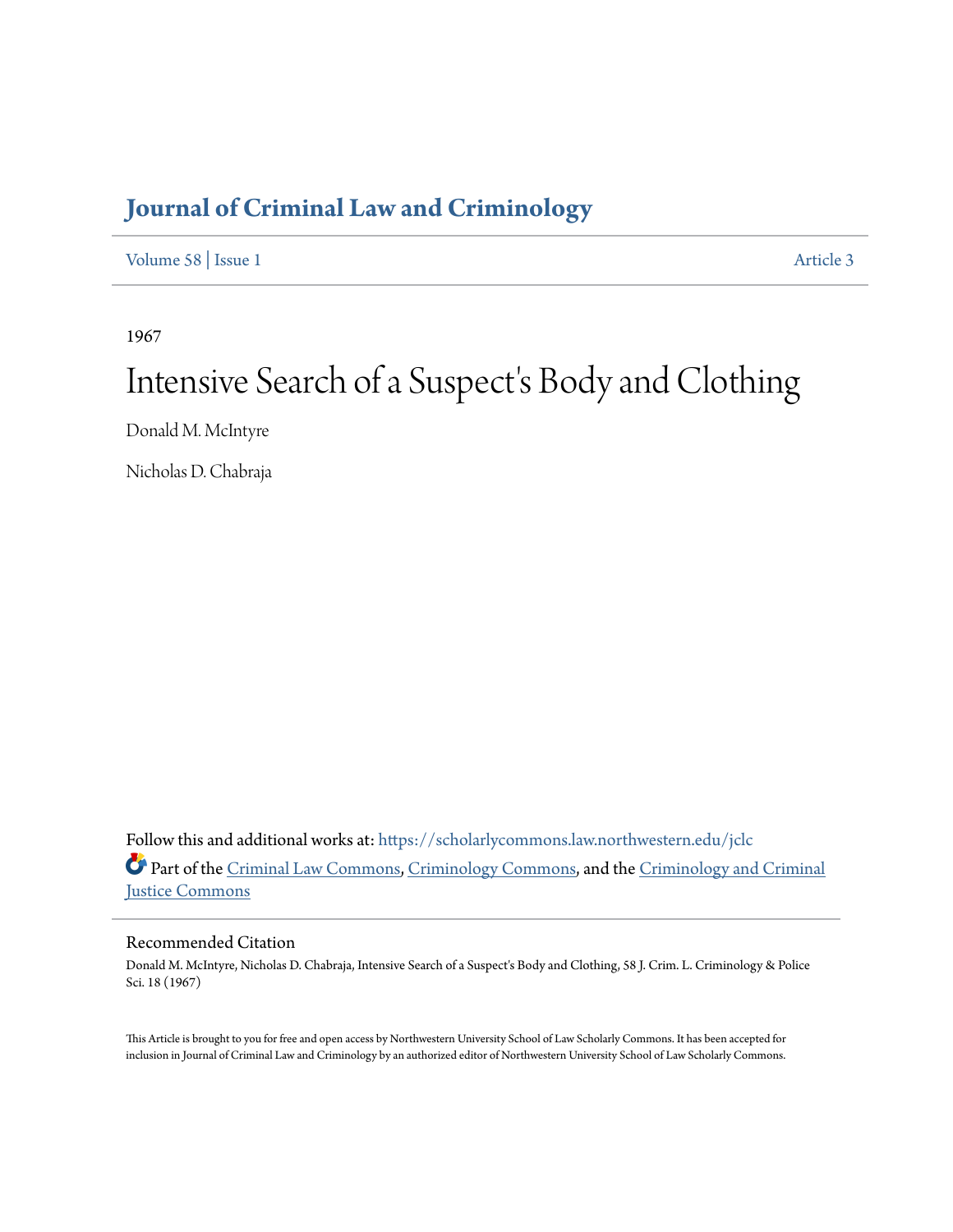# Journal of Criminal Law and Criminology

Volume 58 | Issue 1 Article 3

1967

## Intensive Search of a Suspect's Body and Clothing

Donald M. McIntyre

Nicholas D. Chabraja

Follow this and additional works at: https://scholarlycommons.law.northwestern.edu/jclc

Part of the Criminal Law Commons, Criminology Commons, and the Criminology and Criminal Justice Commons

### Recommended Citation

Donald M. McIntyre, Nicholas D. Chabraja, Intensive Search of a Suspect's Body and Clothing, 58 J. Crim. L. Criminology & Police Sci. 18 (1967)

This Article is brought to you for free and open access by Northwestern University School of Law Scholarly Commons. It has been accepted for inclusion in Journal of Criminal Law and Criminology by an authorized editor of Northwestern University School of Law Scholarly Commons.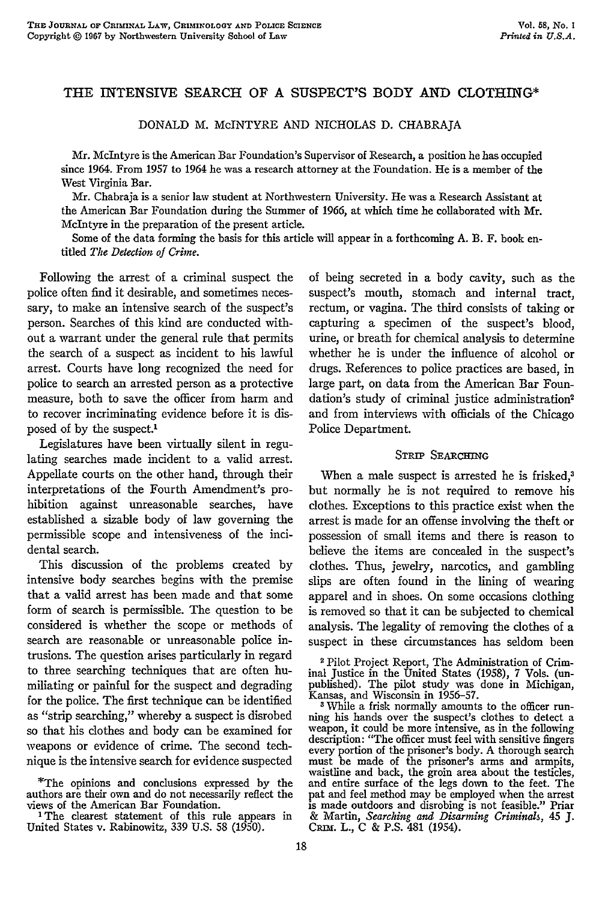# THE INTENSIVE SEARCH OF A SUSPECT'S BODY AND CLOTHING*

DONALD M. McINTYRE AND NICHOLAS D. CHABRAJA

Mr. McIntyre is the American Bar Foundation's Supervisor of Research, a position he has occupied since 1964. From 1957 to 1964 he was a research attorney at the Foundation. He is a member of the West Virginia Bar.

Mr. Chabraja is a senior law student at Northwestern University. He was a Research Assistant at the American Bar Foundation during the Summer of 1966, at which time he collaborated with Mr. McIntyre in the preparation of the present article.

Some of the data forming the basis for this article will appear in a forthcoming A. B. F. book entitled *The Detection of Crime*.

Following the arrest of a criminal suspect the police often find it desirable, and sometimes necessary, to make an intensive search of the suspect's person. Searches of this kind are conducted without a warrant under the general rule that permits the search of a suspect as incident to his lawful arrest. Courts have long recognized the need for police to search an arrested person as a protective measure, both to save the officer from harm and to recover incriminating evidence before it is disposed of by the suspect.[1]

Legislatures have been virtually silent in regulating searches made incident to a valid arrest. Appellate courts on the other hand, through their interpretations of the Fourth Amendment's prohibition against unreasonable searches, have established a sizable body of law governing the permissible scope and intensiveness of the incidental search.

This discussion of the problems created by intensive body searches begins with the premise that a valid arrest has been made and that some form of search is permissible. The question to be considered is whether the scope or methods of search are reasonable or unreasonable police intrusions. The question arises particularly in regard to three searching techniques that are often humiliating or painful for the suspect and degrading for the police. The first technique can be identified as "strip searching," whereby a suspect is disrobed so that his clothes and body can be examined for weapons or evidence of crime. The second technique is the intensive search for evidence suspected of being secreted in a body cavity, such as the suspect's mouth, stomach and internal tract, rectum, or vagina. The third consists of taking or capturing a specimen of the suspect's blood, urine, or breath for chemical analysis to determine whether he is under the influence of alcohol or drugs. References to police practices are based, in large part, on data from the American Bar Foundation's study of criminal justice administration[2] and from interviews with officials of the Chicago Police Department.

## STRIP SEARCHING

When a male suspect is arrested he is frisked,[3] but normally he is not required to remove his clothes. Exceptions to this practice exist when the arrest is made for an offense involving the theft or possession of small items and there is reason to believe the items are concealed in the suspect's clothes. Thus, jewelry, narcotics, and gambling slips are often found in the lining of wearing apparel and in shoes. On some occasions clothing is removed so that it can be subjected to chemical analysis. The legality of removing the clothes of a suspect in these circumstances has seldom been

---

*The opinions and conclusions expressed by the authors are their own and do not necessarily reflect the views of the American Bar Foundation.

[1] The clearest statement of this rule appears in United States v. Rabinowitz, 339 U.S. 58 (1950).

[2] Pilot Project Report, The Administration of Criminal Justice in the United States (1958), 7 Vols. (unpublished). The pilot study was done in Michigan, Kansas, and Wisconsin in 1956–57.

[3] While a frisk normally amounts to the officer running his hands over the suspect's clothes to detect a weapon, it could be more intensive, as in the following description: "The officer must feel with sensitive fingers every portion of the prisoner's body. A thorough search must be made of the prisoner's arms and armpits, waistline and back, the groin area about the testicles, and entire surface of the legs down to the feet. The pat and feel method may be employed when the arrest is made outdoors and disrobing is not feasible." Priar & Martin, *Searching and Disarming Criminals*, 45 J. CRIM. L., C & P.S. 481 (1954).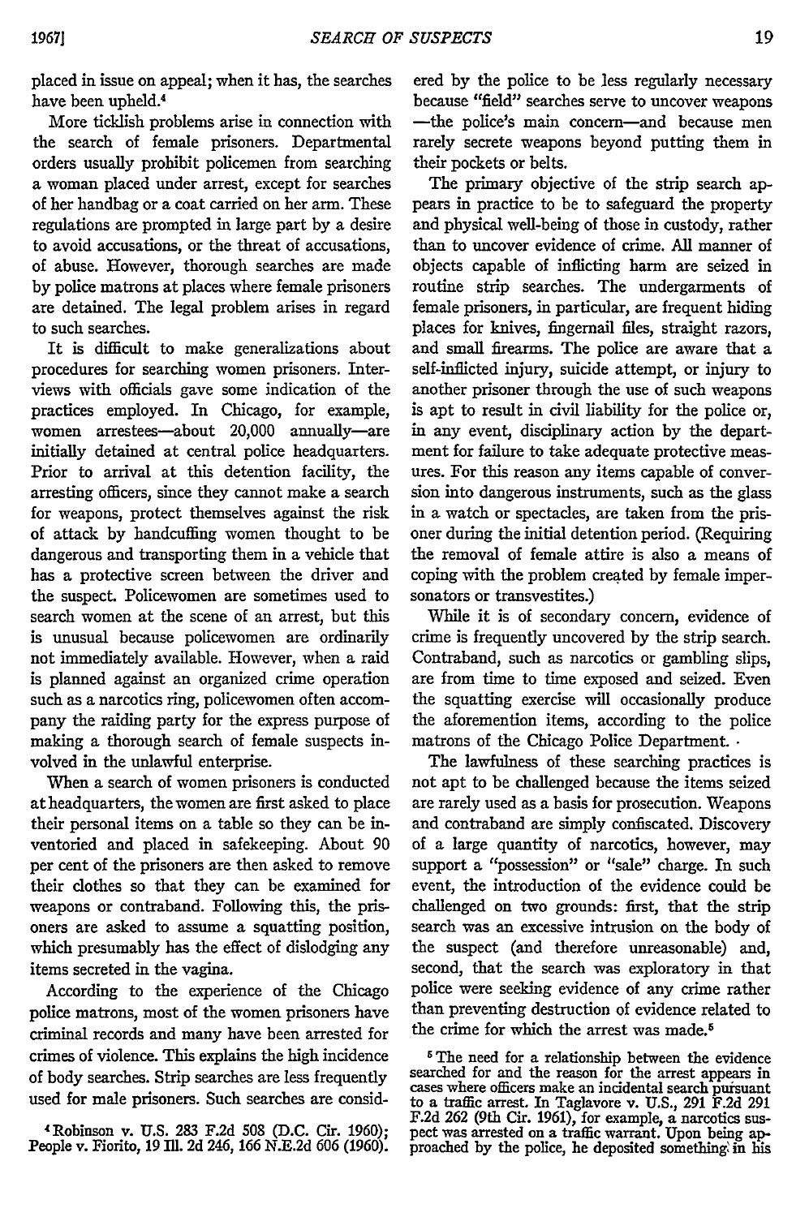placed in issue on appeal; when it has, the searches have been upheld.[4]

More ticklish problems arise in connection with the search of female prisoners. Departmental orders usually prohibit policemen from searching a woman placed under arrest, except for searches of her handbag or a coat carried on her arm. These regulations are prompted in large part by a desire to avoid accusations, or the threat of accusations, of abuse. However, thorough searches are made by police matrons at places where female prisoners are detained. The legal problem arises in regard to such searches.

It is difficult to make generalizations about procedures for searching women prisoners. Interviews with officials gave some indication of the practices employed. In Chicago, for example, women arrestees—about 20,000 annually—are initially detained at central police headquarters. Prior to arrival at this detention facility, the arresting officers, since they cannot make a search for weapons, protect themselves against the risk of attack by handcuffing women thought to be dangerous and transporting them in a vehicle that has a protective screen between the driver and the suspect. Policewomen are sometimes used to search women at the scene of an arrest, but this is unusual because policewomen are ordinarily not immediately available. However, when a raid is planned against an organized crime operation such as a narcotics ring, policewomen often accompany the raiding party for the express purpose of making a thorough search of female suspects involved in the unlawful enterprise.

When a search of women prisoners is conducted at headquarters, the women are first asked to place their personal items on a table so they can be inventoried and placed in safekeeping. About 90 per cent of the prisoners are then asked to remove their clothes so that they can be examined for weapons or contraband. Following this, the prisoners are asked to assume a squatting position, which presumably has the effect of dislodging any items secreted in the vagina.

According to the experience of the Chicago police matrons, most of the women prisoners have criminal records and many have been arrested for crimes of violence. This explains the high incidence of body searches. Strip searches are less frequently used for male prisoners. Such searches are considered by the police to be less regularly necessary because "field" searches serve to uncover weapons —the police's main concern—and because men rarely secrete weapons beyond putting them in their pockets or belts.

The primary objective of the strip search appears in practice to be to safeguard the property and physical well-being of those in custody, rather than to uncover evidence of crime. All manner of objects capable of inflicting harm are seized in routine strip searches. The undergarments of female prisoners, in particular, are frequent hiding places for knives, fingernail files, straight razors, and small firearms. The police are aware that a self-inflicted injury, suicide attempt, or injury to another prisoner through the use of such weapons is apt to result in civil liability for the police or, in any event, disciplinary action by the department for failure to take adequate protective measures. For this reason any items capable of conversion into dangerous instruments, such as the glass in a watch or spectacles, are taken from the prisoner during the initial detention period. (Requiring the removal of female attire is also a means of coping with the problem created by female impersonators or transvestites.)

While it is of secondary concern, evidence of crime is frequently uncovered by the strip search. Contraband, such as narcotics or gambling slips, are from time to time exposed and seized. Even the squatting exercise will occasionally produce the aforemention items, according to the police matrons of the Chicago Police Department.

The lawfulness of these searching practices is not apt to be challenged because the items seized are rarely used as a basis for prosecution. Weapons and contraband are simply confiscated. Discovery of a large quantity of narcotics, however, may support a "possession" or "sale" charge. In such event, the introduction of the evidence could be challenged on two grounds: first, that the strip search was an excessive intrusion on the body of the suspect (and therefore unreasonable) and, second, that the search was exploratory in that police were seeking evidence of any crime rather than preventing destruction of evidence related to the crime for which the arrest was made.[5]

[4] Robinson v. U.S. 283 F.2d 508 (D.C. Cir. 1960); People v. Fiorito, 19 Ill. 2d 246, 166 N.E.2d 606 (1960).

[5] The need for a relationship between the evidence searched for and the reason for the arrest appears in cases where officers make an incidental search pursuant to a traffic arrest. In Taglavore v. U.S., 291 F.2d 291 F.2d 262 (9th Cir. 1961), for example, a narcotics suspect was arrested on a traffic warrant. Upon being approached by the police, he deposited something in his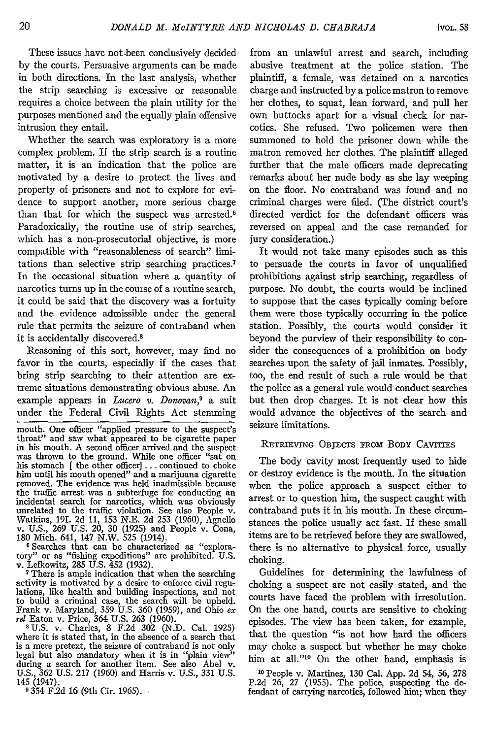These issues have not been conclusively decided by the courts. Persuasive arguments can be made in both directions. In the last analysis, whether the strip searching is excessive or reasonable requires a choice between the plain utility for the purposes mentioned and the equally plain offensive intrusion they entail.

Whether the search was exploratory is a more complex problem. If the strip search is a routine matter, it is an indication that the police are motivated by a desire to protect the lives and property of prisoners and not to explore for evidence to support another, more serious charge than that for which the suspect was arrested.[6] Paradoxically, the routine use of strip searches, which has a non-prosecutorial objective, is more compatible with "reasonableness of search" limitations than selective strip searching practices.[7] In the occasional situation where a quantity of narcotics turns up in the course of a routine search, it could be said that the discovery was a fortuity and the evidence admissible under the general rule that permits the seizure of contraband when it is accidentally discovered.[8]

Reasoning of this sort, however, may find no favor in the courts, especially if the cases that bring strip searching to their attention are extreme situations demonstrating obvious abuse. An example appears in *Lucero v. Donovan*,[9] a suit under the Federal Civil Rights Act stemming from an unlawful arrest and search, including abusive treatment at the police station. The plaintiff, a female, was detained on a narcotics charge and instructed by a police matron to remove her clothes, to squat, lean forward, and pull her own buttocks apart for a visual check for narcotics. She refused. Two policemen were then summoned to hold the prisoner down while the matron removed her clothes. The plaintiff alleged further that the male officers made deprecating remarks about her nude body as she lay weeping on the floor. No contraband was found and no criminal charges were filed. (The district court's directed verdict for the defendant officers was reversed on appeal and the case remanded for jury consideration.)

It would not take many episodes such as this to persuade the courts in favor of unqualified prohibitions against strip searching, regardless of purpose. No doubt, the courts would be inclined to suppose that the cases typically coming before them were those typically occurring in the police station. Possibly, the courts would consider it beyond the purview of their responsibility to consider the consequences of a prohibition on body searches upon the safety of jail inmates. Possibly, too, the end result of such a rule would be that the police as a general rule would conduct searches but then drop charges. It is not clear how this would advance the objectives of the search and seizure limitations.

### Retrieving Objects from Body Cavities

The body cavity most frequently used to hide or destroy evidence is the mouth. In the situation when the police approach a suspect either to arrest or to question him, the suspect caught with contraband puts it in his mouth. In these circumstances the police usually act fast. If these small items are to be retrieved before they are swallowed, there is no alternative to physical force, usually choking.

Guidelines for determining the lawfulness of choking a suspect are not easily stated, and the courts have faced the problem with irresolution. On the one hand, courts are sensitive to choking episodes. The view has been taken, for example, that the question "is not how hard the officers may choke a suspect but whether he may choke him at all."[10] On the other hand, emphasis is

---

mouth. One officer "applied pressure to the suspect's throat" and saw what appeared to be cigarette paper in his mouth. A second officer arrived and the suspect was thrown to the ground. While one officer "sat on his stomach [the other officer] . . . continued to choke him until his mouth opened" and a marijuana cigarette removed. The evidence was held inadmissible because the traffic arrest was a subterfuge for conducting an incidental search for narcotics, which was obviously unrelated to the traffic violation. See also People v. Watkins, 19I. 2d 11, 153 N.E. 2d 253 (1960), Agnello v. U.S., 269 U.S. 20, 30 (1925) and People v. Cona, 180 Mich. 641, 147 N.W. 525 (1914).

[6] Searches that can be characterized as "exploratory" or as "fishing expeditions" are prohibited. U.S. v. Lefkowitz, 285 U.S. 452 (1932).

[7] There is ample indication that when the searching activity is motivated by a desire to enforce civil regulations, like health and building inspections, and not to build a criminal case, the search will be upheld. Frank v. Maryland, 359 U.S. 360 (1959), and Ohio *ex rel* Eaton v. Price, 364 U.S. 263 (1960).

[8] U.S. v. Charles, 8 F.2d 302 (N.D. Cal. 1925) where it is stated that, in the absence of a search that is a mere pretext, the seizure of contraband is not only legal but also mandatory when it is in "plain view" during a search for another item. See also Abel v. U.S., 362 U.S. 217 (1960) and Harris v. U.S., 331 U.S. 145 (1947).

[9] 354 F.2d 16 (9th Cir. 1965).

[10] People v. Martinez, 130 Cal. App. 2d 54, 56, 278 P.2d 26, 27 (1955). The police, suspecting the defendant of carrying narcotics, followed him; when they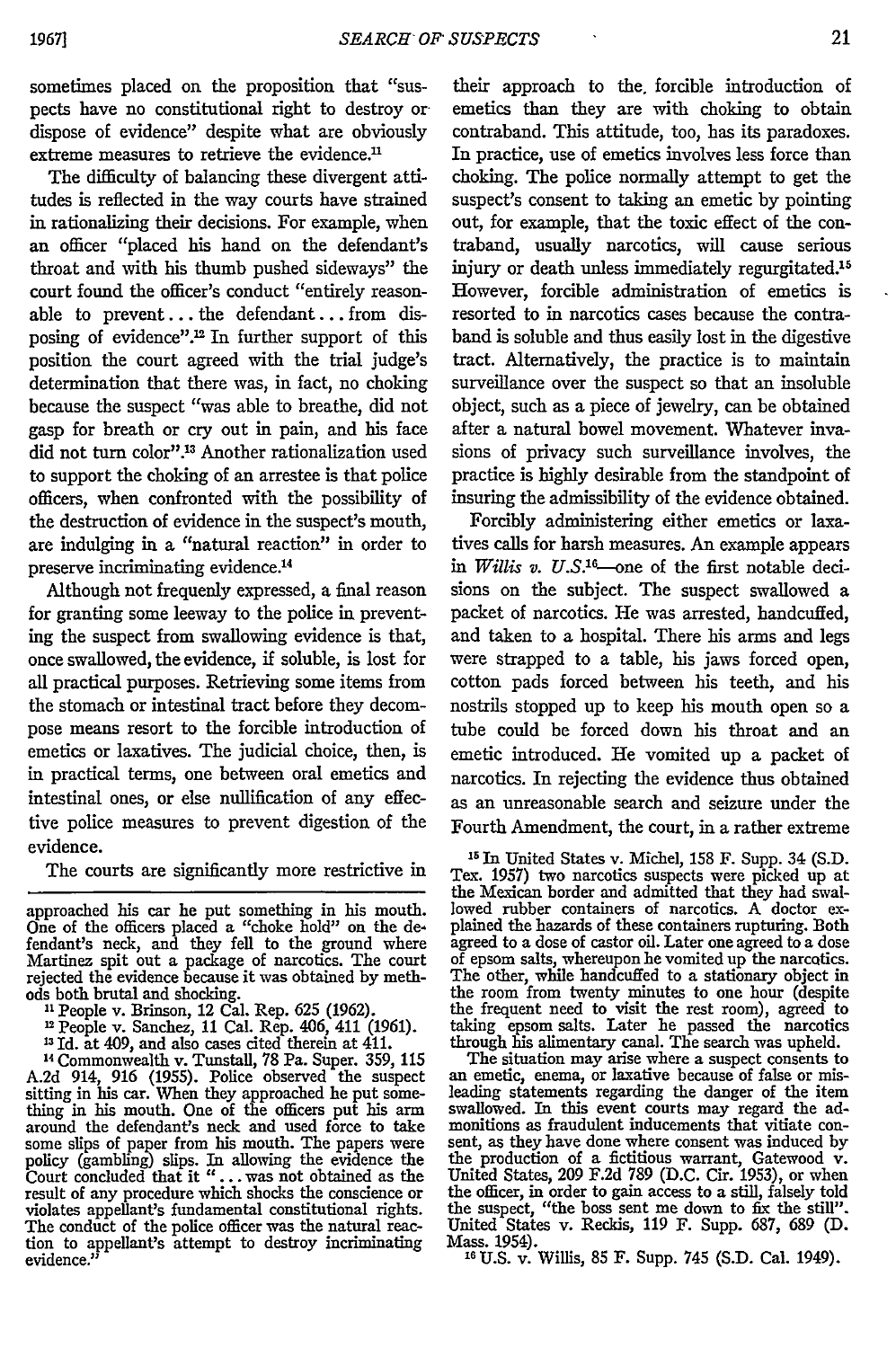sometimes placed on the proposition that "suspects have no constitutional right to destroy or dispose of evidence" despite what are obviously extreme measures to retrieve the evidence.[11]

The difficulty of balancing these divergent attitudes is reflected in the way courts have strained in rationalizing their decisions. For example, when an officer "placed his hand on the defendant's throat and with his thumb pushed sideways" the court found the officer's conduct "entirely reasonable to prevent ... the defendant ... from disposing of evidence".[12] In further support of this position the court agreed with the trial judge's determination that there was, in fact, no choking because the suspect "was able to breathe, did not gasp for breath or cry out in pain, and his face did not turn color".[13] Another rationalization used to support the choking of an arrestee is that police officers, when confronted with the possibility of the destruction of evidence in the suspect's mouth, are indulging in a "natural reaction" in order to preserve incriminating evidence.[14]

Although not frequenly expressed, a final reason for granting some leeway to the police in preventing the suspect from swallowing evidence is that, once swallowed, the evidence, if soluble, is lost for all practical purposes. Retrieving some items from the stomach or intestinal tract before they decompose means resort to the forcible introduction of emetics or laxatives. The judicial choice, then, is in practical terms, one between oral emetics and intestinal ones, or else nullification of any effective police measures to prevent digestion of the evidence.

The courts are significantly more restrictive in their approach to the forcible introduction of emetics than they are with choking to obtain contraband. This attitude, too, has its paradoxes. In practice, use of emetics involves less force than choking. The police normally attempt to get the suspect's consent to taking an emetic by pointing out, for example, that the toxic effect of the contraband, usually narcotics, will cause serious injury or death unless immediately regurgitated.[15] However, forcible administration of emetics is resorted to in narcotics cases because the contraband is soluble and thus easily lost in the digestive tract. Alternatively, the practice is to maintain surveillance over the suspect so that an insoluble object, such as a piece of jewelry, can be obtained after a natural bowel movement. Whatever invasions of privacy such surveillance involves, the practice is highly desirable from the standpoint of insuring the admissibility of the evidence obtained.

Forcibly administering either emetics or laxatives calls for harsh measures. An example appears in *Willis v. U.S.*[16]—one of the first notable decisions on the subject. The suspect swallowed a packet of narcotics. He was arrested, handcuffed, and taken to a hospital. There his arms and legs were strapped to a table, his jaws forced open, cotton pads forced between his teeth, and his nostrils stopped up to keep his mouth open so a tube could be forced down his throat and an emetic introduced. He vomited up a packet of narcotics. In rejecting the evidence thus obtained as an unreasonable search and seizure under the Fourth Amendment, the court, in a rather extreme

---

approached his car he put something in his mouth. One of the officers placed a "choke hold" on the defendant's neck, and they fell to the ground where Martinez spit out a package of narcotics. The court rejected the evidence because it was obtained by methods both brutal and shocking.

[11] People v. Brinson, 12 Cal. Rep. 625 (1962).

[12] People v. Sanchez, 11 Cal. Rep. 406, 411 (1961).

[13] Id. at 409, and also cases cited therein at 411.

[14] Commonwealth v. Tunstall, 78 Pa. Super. 359, 115 A.2d 914, 916 (1955). Police observed the suspect sitting in his car. When they approached he put something in his mouth. One of the officers put his arm around the defendant's neck and used force to take some slips of paper from his mouth. The papers were policy (gambling) slips. In allowing the evidence the Court concluded that it "... was not obtained as the result of any procedure which shocks the conscience or violates appellant's fundamental constitutional rights. The conduct of the police officer was the natural reaction to appellant's attempt to destroy incriminating evidence."

[15] In United States v. Michel, 158 F. Supp. 34 (S.D. Tex. 1957) two narcotics suspects were picked up at the Mexican border and admitted that they had swallowed rubber containers of narcotics. A doctor explained the hazards of these containers rupturing. Both agreed to a dose of castor oil. Later one agreed to a dose of epsom salts, whereupon he vomited up the narcotics. The other, while handcuffed to a stationary object in the room from twenty minutes to one hour (despite the frequent need to visit the rest room), agreed to taking epsom salts. Later he passed the narcotics through his alimentary canal. The search was upheld.

The situation may arise where a suspect consents to an emetic, enema, or laxative because of false or misleading statements regarding the danger of the item swallowed. In this event courts may regard the admonitions as fraudulent inducements that vitiate consent, as they have done where consent was induced by the production of a fictitious warrant, Gatewood v. United States, 209 F.2d 789 (D.C. Cir. 1953), or when the officer, in order to gain access to a still, falsely told the suspect, "the boss sent me down to fix the still". United States v. Reckis, 119 F. Supp. 687, 689 (D. Mass. 1954).

[16] U.S. v. Willis, 85 F. Supp. 745 (S.D. Cal. 1949).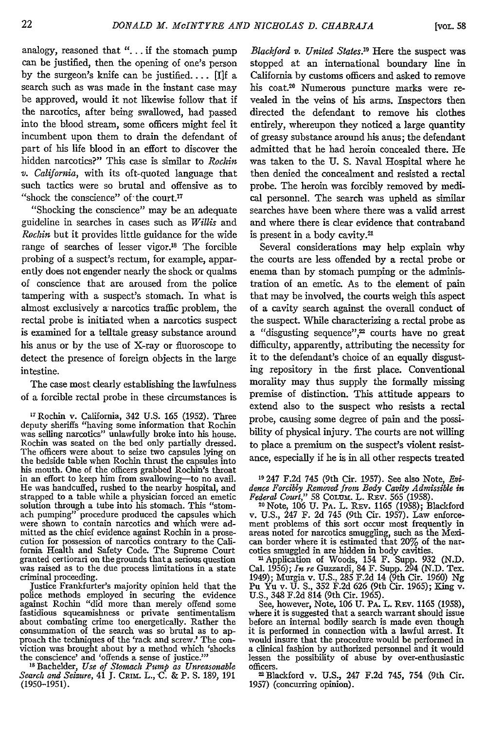analogy, reasoned that "... if the stomach pump can be justified, then the opening of one's person by the surgeon's knife can be justified.... [I]f a search such as was made in the instant case may be approved, would it not likewise follow that if the narcotics, after being swallowed, had passed into the blood stream, some officers might feel it incumbent upon them to drain the defendant of part of his life blood in an effort to discover the hidden narcotics?" This case is similar to *Rochin v. California*, with its oft-quoted language that such tactics were so brutal and offensive as to "shock the conscience" of the court.[17]

"Shocking the conscience" may be an adequate guideline in searches in cases such as *Willis* and *Rochin* but it provides little guidance for the wide range of searches of lesser vigor.[18] The forcible probing of a suspect's rectum, for example, apparently does not engender nearly the shock or qualms of conscience that are aroused from the police tampering with a suspect's stomach. In what is almost exclusively a narcotics traffic problem, the rectal probe is initiated when a narcotics suspect is examined for a telltale greasy substance around his anus or by the use of X-ray or fluoroscope to detect the presence of foreign objects in the large intestine.

The case most clearly establishing the lawfulness of a forcible rectal probe in these circumstances is *Blackford v. United States*.[19] Here the suspect was stopped at an international boundary line in California by customs officers and asked to remove his coat.[20] Numerous puncture marks were revealed in the veins of his arms. Inspectors then directed the defendant to remove his clothes entirely, whereupon they noticed a large quantity of greasy substance around his anus; the defendant admitted that he had heroin concealed there. He was taken to the U. S. Naval Hospital where he then denied the concealment and resisted a rectal probe. The heroin was forcibly removed by medical personnel. The search was upheld as similar searches have been where there was a valid arrest and where there is clear evidence that contraband is present in a body cavity.[21]

Several considerations may help explain why the courts are less offended by a rectal probe or enema than by stomach pumping or the administration of an emetic. As to the element of pain that may be involved, the courts weigh this aspect of a cavity search against the overall conduct of the suspect. While characterizing a rectal probe as a "disgusting sequence",[22] courts have no great difficulty, apparently, attributing the necessity for it to the defendant's choice of an equally disgusting repository in the first place. Conventional morality may thus supply the formally missing premise of distinction. This attitude appears to extend also to the suspect who resists a rectal probe, causing some degree of pain and the possibility of physical injury. The courts are not willing to place a premium on the suspect's violent resistance, especially if he is in all other respects treated

---

[17] Rochin v. California, 342 U.S. 165 (1952). Three deputy sheriffs "having some information that Rochin was selling narcotics" unlawfully broke into his house. Rochin was seated on the bed only partially dressed. The officers were about to seize two capsules lying on the bedside table when Rochin thrust the capsules into his mouth. One of the officers grabbed Rochin's throat in an effort to keep him from swallowing—to no avail. He was handcuffed, rushed to the nearby hospital, and strapped to a table while a physician forced an emetic solution through a tube into his stomach. This "stomach pumping" procedure produced the capsules which were shown to contain narcotics and which were admitted as the chief evidence against Rochin in a prosecution for possession of narcotics contrary to the California Health and Safety Code. The Supreme Court granted certiorari on the grounds that a serious question was raised as to the due process limitations in a state criminal proceeding.

Justice Frankfurter's majority opinion held that the police methods employed in securing the evidence against Rochin "did more than merely offend some fastidious squeamishness or private sentimentalism about combating crime too energetically. Rather the consummation of the search was so brutal as to approach the techniques of the 'rack and screw.' The conviction was brought about by a method which 'shocks the conscience' and 'offends a sense of justice.'"

[18] Bachelder, *Use of Stomach Pump as Unreasonable Search and Seizure*, 41 J. Crim. L., C. & P. S. 189, 191 (1950–1951).

[19] 247 F.2d 745 (9th Cir. 1957). See also Note, *Evidence Forcibly Removed from Body Cavity Admissible in Federal Court*," 58 Colum. L. Rev. 565 (1958).

[20] Note, 106 U. Pa. L. Rev. 1165 (1958); Blackford v. U.S., 247 F. 2d 745 (9th Cir. 1957). Law enforcement problems of this sort occur most frequently in areas noted for narcotics smuggling, such as the Mexican border where it is estimated that 20% of the narcotics smuggled in are hidden in body cavities.

[21] Application of Woods, 154 F. Supp. 932 (N.D. Cal. 1956); *In re* Guzzardi, 84 F. Supp. 294 (N.D. Tex. 1949); Murgia v. U.S., 285 F.2d 14 (9th Cir. 1960) Ng Pu Yu v. U. S., 352 F.2d 626 (9th Cir. 1965); King v. U.S., 348 F.2d 814 (9th Cir. 1965).

See, however, Note, 106 U. Pa. L. Rev. 1165 (1958), where it is suggested that a search warrant should issue before an internal bodily search is made even though it is performed in connection with a lawful arrest. It would insure that the procedure would be performed in a clinical fashion by authorized personnel and it would lessen the possibility of abuse by over-enthusiastic officers.

[22] Blackford v. U.S., 247 F.2d 745, 754 (9th Cir. 1957) (concurring opinion).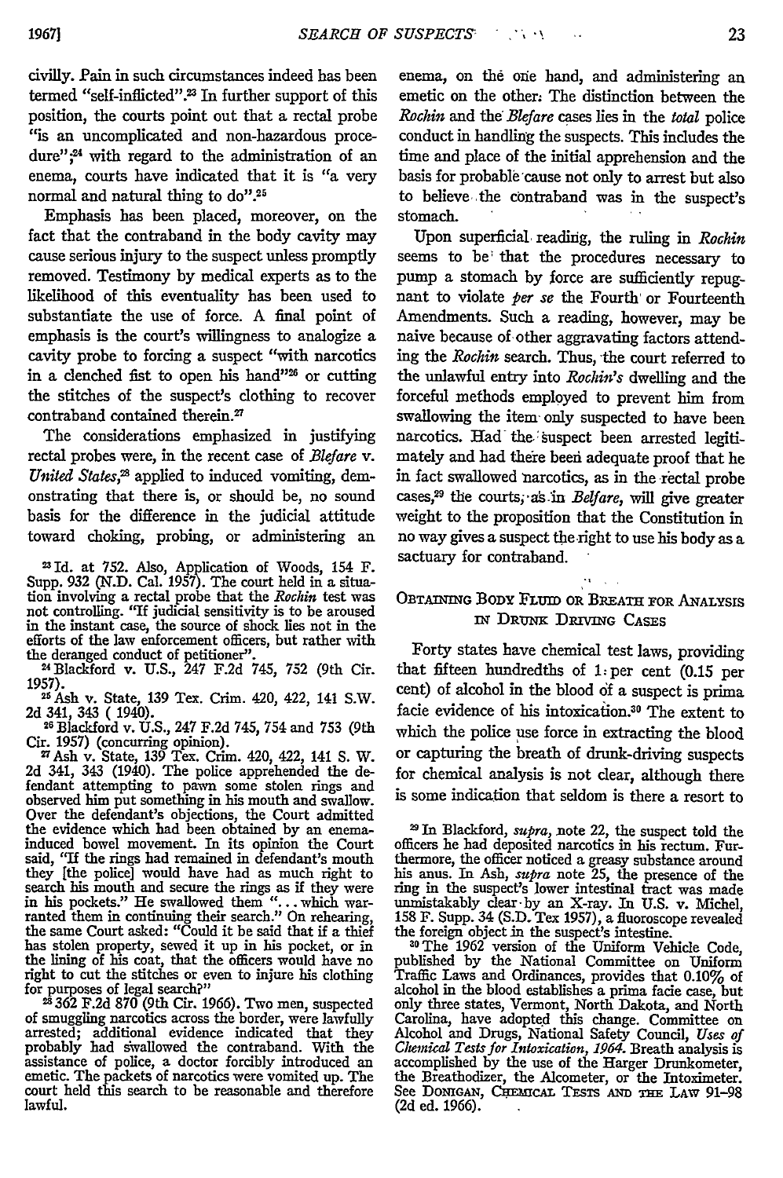civilly. Pain in such circumstances indeed has been termed "self-inflicted".[23] In further support of this position, the courts point out that a rectal probe "is an uncomplicated and non-hazardous procedure";[24] with regard to the administration of an enema, courts have indicated that it is "a very normal and natural thing to do".[25]

Emphasis has been placed, moreover, on the fact that the contraband in the body cavity may cause serious injury to the suspect unless promptly removed. Testimony by medical experts as to the likelihood of this eventuality has been used to substantiate the use of force. A final point of emphasis is the court's willingness to analogize a cavity probe to forcing a suspect "with narcotics in a clenched fist to open his hand"[26] or cutting the stitches of the suspect's clothing to recover contraband contained therein.[27]

The considerations emphasized in justifying rectal probes were, in the recent case of *Blefare v. United States*,[28] applied to induced vomiting, demonstrating that there is, or should be, no sound basis for the difference in the judicial attitude toward choking, probing, or administering an enema, on the one hand, and administering an emetic on the other. The distinction between the *Rochin* and the *Blefare* cases lies in the *total* police conduct in handling the suspects. This includes the time and place of the initial apprehension and the basis for probable cause not only to arrest but also to believe the contraband was in the suspect's stomach.

Upon superficial reading, the ruling in *Rochin* seems to be that the procedures necessary to pump a stomach by force are sufficiently repugnant to violate *per se* the Fourth or Fourteenth Amendments. Such a reading, however, may be naive because of other aggravating factors attending the *Rochin* search. Thus, the court referred to the unlawful entry into *Rochin's* dwelling and the forceful methods employed to prevent him from swallowing the item only suspected to have been narcotics. Had the suspect been arrested legitimately and had there been adequate proof that he in fact swallowed narcotics, as in the rectal probe cases,[29] the courts, as in *Belfare*, will give greater weight to the proposition that the Constitution in no way gives a suspect the right to use his body as a sactuary for contraband.

## Obtaining Body Fluid or Breath for Analysis in Drunk Driving Cases

Forty states have chemical test laws, providing that fifteen hundredths of 1 per cent (0.15 per cent) of alcohol in the blood of a suspect is prima facie evidence of his intoxication.[30] The extent to which the police use force in extracting the blood or capturing the breath of drunk-driving suspects for chemical analysis is not clear, although there is some indication that seldom is there a resort to

---

[23] Id. at 752. Also, Application of Woods, 154 F. Supp. 932 (N.D. Cal. 1957). The court held in a situation involving a rectal probe that the *Rochin* test was not controlling. "If judicial sensitivity is to be aroused in the instant case, the source of shock lies not in the efforts of the law enforcement officers, but rather with the deranged conduct of petitioner".

[24] Blackford v. U.S., 247 F.2d 745, 752 (9th Cir. 1957).

[25] Ash v. State, 139 Tex. Crim. 420, 422, 141 S.W. 2d 341, 343 (1940).

[26] Blackford v. U.S., 247 F.2d 745, 754 and 753 (9th Cir. 1957) (concurring opinion).

[27] Ash v. State, 139 Tex. Crim. 420, 422, 141 S. W. 2d 341, 343 (1940). The police apprehended the defendant attempting to pawn some stolen rings and observed him put something in his mouth and swallow. Over the defendant's objections, the Court admitted the evidence which had been obtained by an enema-induced bowel movement. In its opinion the Court said, "If the rings had remained in defendant's mouth they [the police] would have had as much right to search his mouth and secure the rings as if they were in his pockets." He swallowed them "... which warranted them in continuing their search." On rehearing, the same Court asked: "Could it be said that if a thief has stolen property, sewed it up in his pocket, or in the lining of his coat, that the officers would have no right to cut the stitches or even to injure his clothing for purposes of legal search?"

[28] 362 F.2d 870 (9th Cir. 1966). Two men, suspected of smuggling narcotics across the border, were lawfully arrested; additional evidence indicated that they probably had swallowed the contraband. With the assistance of police, a doctor forcibly introduced an emetic. The packets of narcotics were vomited up. The court held this search to be reasonable and therefore lawful.

[29] In Blackford, *supra*, note 22, the suspect told the officers he had deposited narcotics in his rectum. Furthermore, the officer noticed a greasy substance around his anus. In Ash, *supra* note 25, the presence of the ring in the suspect's lower intestinal tract was made unmistakably clear by an X-ray. In U.S. v. Michel, 158 F. Supp. 34 (S.D. Tex 1957), a fluoroscope revealed the foreign object in the suspect's intestine.

[30] The 1962 version of the Uniform Vehicle Code, published by the National Committee on Uniform Traffic Laws and Ordinances, provides that 0.10% of alcohol in the blood establishes a prima facie case, but only three states, Vermont, North Dakota, and North Carolina, have adopted this change. Committee on Alcohol and Drugs, National Safety Council, *Uses of Chemical Tests for Intoxication, 1964.* Breath analysis is accomplished by the use of the Harger Drunkometer, the Breathodizer, the Alcometer, or the Intoximeter. See Donigan, Chemical Tests and the Law 91–98 (2d ed. 1966).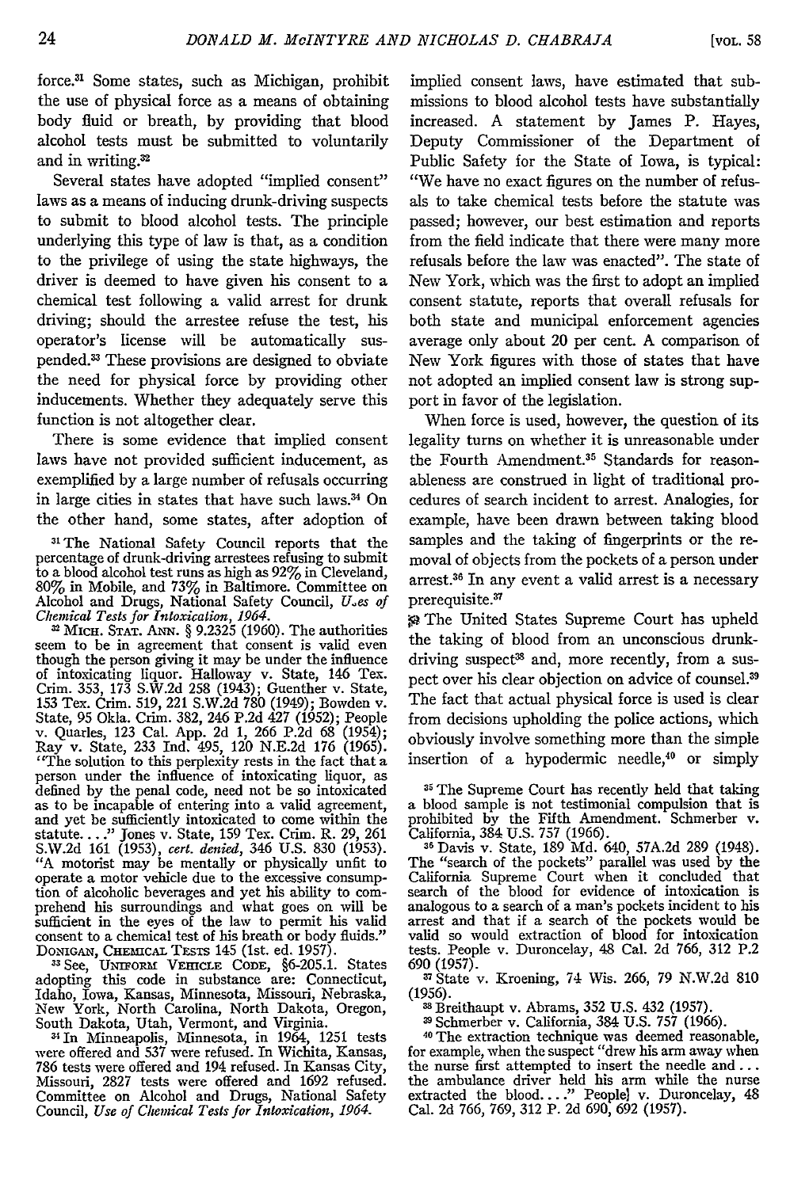force.[31] Some states, such as Michigan, prohibit the use of physical force as a means of obtaining body fluid or breath, by providing that blood alcohol tests must be submitted to voluntarily and in writing.[32]

Several states have adopted "implied consent" laws as a means of inducing drunk-driving suspects to submit to blood alcohol tests. The principle underlying this type of law is that, as a condition to the privilege of using the state highways, the driver is deemed to have given his consent to a chemical test following a valid arrest for drunk driving; should the arrestee refuse the test, his operator's license will be automatically suspended.[33] These provisions are designed to obviate the need for physical force by providing other inducements. Whether they adequately serve this function is not altogether clear.

There is some evidence that implied consent laws have not provided sufficient inducement, as exemplified by a large number of refusals occurring in large cities in states that have such laws.[34] On the other hand, some states, after adoption of implied consent laws, have estimated that submissions to blood alcohol tests have substantially increased. A statement by James P. Hayes, Deputy Commissioner of the Department of Public Safety for the State of Iowa, is typical: "We have no exact figures on the number of refusals to take chemical tests before the statute was passed; however, our best estimation and reports from the field indicate that there were many more refusals before the law was enacted". The state of New York, which was the first to adopt an implied consent statute, reports that overall refusals for both state and municipal enforcement agencies average only about 20 per cent. A comparison of New York figures with those of states that have not adopted an implied consent law is strong support in favor of the legislation.

When force is used, however, the question of its legality turns on whether it is unreasonable under the Fourth Amendment.[35] Standards for reasonableness are construed in light of traditional procedures of search incident to arrest. Analogies, for example, have been drawn between taking blood samples and the taking of fingerprints or the removal of objects from the pockets of a person under arrest.[36] In any event a valid arrest is a necessary prerequisite.[37]

The United States Supreme Court has upheld the taking of blood from an unconscious drunk-driving suspect[38] and, more recently, from a suspect over his clear objection on advice of counsel.[39] The fact that actual physical force is used is clear from decisions upholding the police actions, which obviously involve something more than the simple insertion of a hypodermic needle,[40] or simply

---

[31] The National Safety Council reports that the percentage of drunk-driving arrestees refusing to submit to a blood alcohol test runs as high as 92% in Cleveland, 80% in Mobile, and 73% in Baltimore. Committee on Alcohol and Drugs, National Safety Council, *Uses of Chemical Tests for Intoxication, 1964.*

[32] MICH. STAT. ANN. § 9.2325 (1960). The authorities seem to be in agreement that consent is valid even though the person giving it may be under the influence of intoxicating liquor. Halloway v. State, 146 Tex. Crim. 353, 173 S.W.2d 258 (1943); Guenther v. State, 153 Tex. Crim. 519, 221 S.W.2d 780 (1949); Bowden v. State, 95 Okla. Crim. 382, 246 P.2d 427 (1952); People v. Quarles, 123 Cal. App. 2d 1, 266 P.2d 68 (1954); Ray v. State, 233 Ind. 495, 120 N.E.2d 176 (1965). "The solution to this perplexity rests in the fact that a person under the influence of intoxicating liquor, as defined by the penal code, need not be so intoxicated as to be incapable of entering into a valid agreement, and yet be sufficiently intoxicated to come within the statute...." Jones v. State, 159 Tex. Crim. R. 29, 261 S.W.2d 161 (1953), *cert. denied*, 346 U.S. 830 (1953). "A motorist may be mentally or physically unfit to operate a motor vehicle due to the excessive consumption of alcoholic beverages and yet his ability to comprehend his surroundings and what goes on will be sufficient in the eyes of the law to permit his valid consent to a chemical test of his breath or body fluids." DONIGAN, CHEMICAL TESTS 145 (1st. ed. 1957).

[33] See, UNIFORM VEHICLE CODE, §6-205.1. States adopting this code in substance are: Connecticut, Idaho, Iowa, Kansas, Minnesota, Missouri, Nebraska, New York, North Carolina, North Dakota, Oregon, South Dakota, Utah, Vermont, and Virginia.

[34] In Minneapolis, Minnesota, in 1964, 1251 tests were offered and 537 were refused. In Wichita, Kansas, 786 tests were offered and 194 refused. In Kansas City, Missouri, 2827 tests were offered and 1692 refused. Committee on Alcohol and Drugs, National Safety Council, *Use of Chemical Tests for Intoxication, 1964.*

[35] The Supreme Court has recently held that taking a blood sample is not testimonial compulsion that is prohibited by the Fifth Amendment. Schmerber v. California, 384 U.S. 757 (1966).

[36] Davis v. State, 189 Md. 640, 57A.2d 289 (1948). The "search of the pockets" parallel was used by the California Supreme Court when it concluded that search of the blood for evidence of intoxication is analogous to a search of a man's pockets incident to his arrest and that if a search of the pockets would be valid so would extraction of blood for intoxication tests. People v. Duroncelay, 48 Cal. 2d 766, 312 P.2 690 (1957).

[37] State v. Kroening, 74 Wis. 266, 79 N.W.2d 810 (1956).

[38] Breithaupt v. Abrams, 352 U.S. 432 (1957).

[39] Schmerber v. California, 384 U.S. 757 (1966).

[40] The extraction technique was deemed reasonable, for example, when the suspect "drew his arm away when the nurse first attempted to insert the needle and... the ambulance driver held his arm while the nurse extracted the blood...." People] v. Duroncelay, 48 Cal. 2d 766, 769, 312 P. 2d 690, 692 (1957).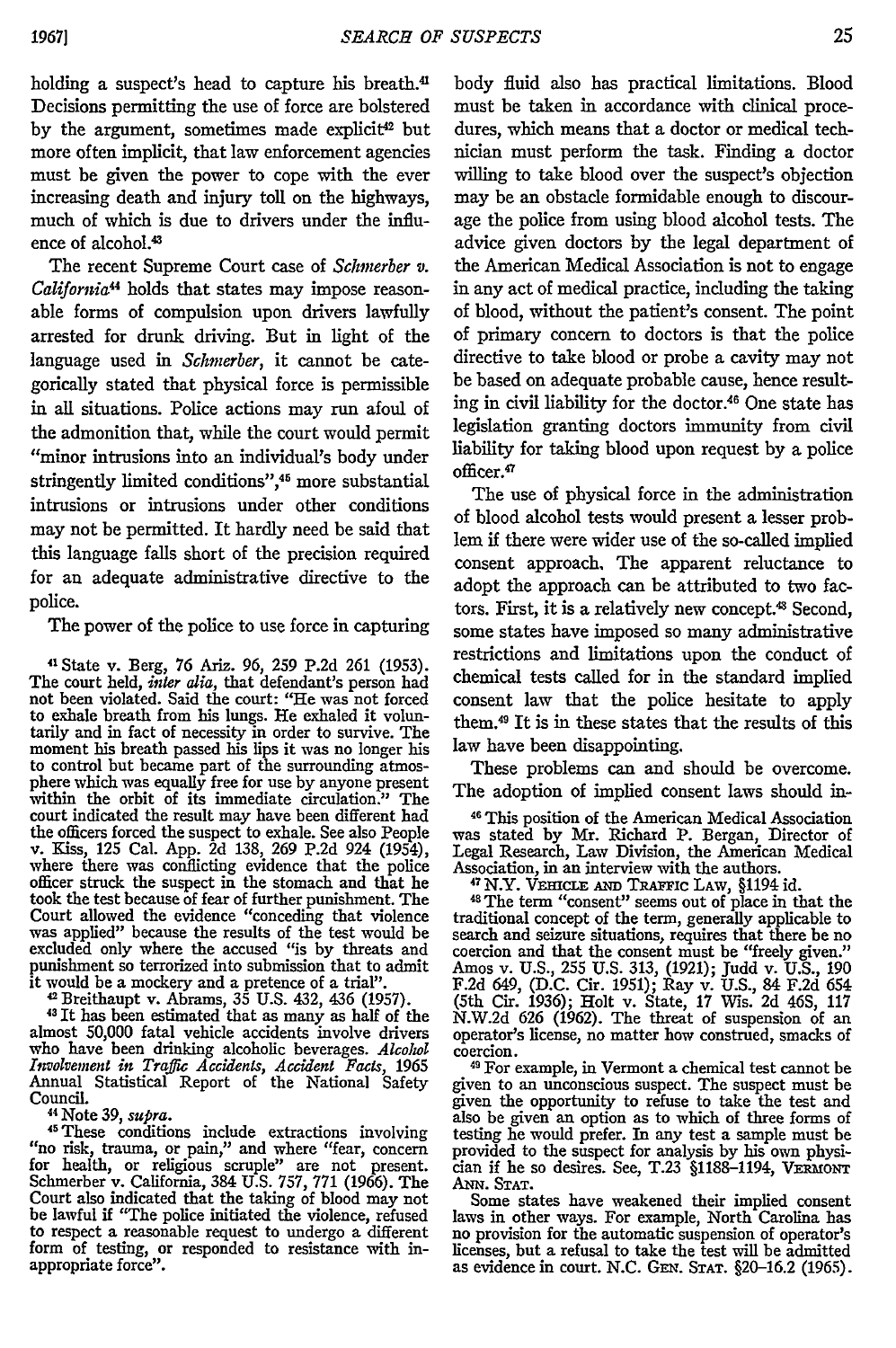holding a suspect's head to capture his breath.[41] Decisions permitting the use of force are bolstered by the argument, sometimes made explicit[42] but more often implicit, that law enforcement agencies must be given the power to cope with the ever increasing death and injury toll on the highways, much of which is due to drivers under the influence of alcohol.[43]

The recent Supreme Court case of *Schmerber v. California*[44] holds that states may impose reasonable forms of compulsion upon drivers lawfully arrested for drunk driving. But in light of the language used in *Schmerber*, it cannot be categorically stated that physical force is permissible in all situations. Police actions may run afoul of the admonition that, while the court would permit "minor intrusions into an individual's body under stringently limited conditions",[45] more substantial intrusions or intrusions under other conditions may not be permitted. It hardly need be said that this language falls short of the precision required for an adequate administrative directive to the police.

The power of the police to use force in capturing body fluid also has practical limitations. Blood must be taken in accordance with clinical procedures, which means that a doctor or medical technician must perform the task. Finding a doctor willing to take blood over the suspect's objection may be an obstacle formidable enough to discourage the police from using blood alcohol tests. The advice given doctors by the legal department of the American Medical Association is not to engage in any act of medical practice, including the taking of blood, without the patient's consent. The point of primary concern to doctors is that the police directive to take blood or probe a cavity may not be based on adequate probable cause, hence resulting in civil liability for the doctor.[46] One state has legislation granting doctors immunity from civil liability for taking blood upon request by a police officer.[47]

The use of physical force in the administration of blood alcohol tests would present a lesser problem if there were wider use of the so-called implied consent approach. The apparent reluctance to adopt the approach can be attributed to two factors. First, it is a relatively new concept.[48] Second, some states have imposed so many administrative restrictions and limitations upon the conduct of chemical tests called for in the standard implied consent law that the police hesitate to apply them.[49] It is in these states that the results of this law have been disappointing.

These problems can and should be overcome. The adoption of implied consent laws should in-

---

[41] State v. Berg, 76 Ariz. 96, 259 P.2d 261 (1953). The court held, *inter alia*, that defendant's person had not been violated. Said the court: "He was not forced to exhale breath from his lungs. He exhaled it voluntarily and in fact of necessity in order to survive. The moment his breath passed his lips it was no longer his to control but became part of the surrounding atmosphere which was equally free for use by anyone present within the orbit of its immediate circulation." The court indicated the result may have been different had the officers forced the suspect to exhale. See also People v. Kiss, 125 Cal. App. 2d 138, 269 P.2d 924 (1954), where there was conflicting evidence that the police officer struck the suspect in the stomach and that he took the test because of fear of further punishment. The Court allowed the evidence "conceding that violence was applied" because the results of the test would be excluded only where the accused "is by threats and punishment so terrorized into submission that to admit it would be a mockery and a pretence of a trial".

[42] Breithaupt v. Abrams, 35 U.S. 432, 436 (1957).

[43] It has been estimated that as many as half of the almost 50,000 fatal vehicle accidents involve drivers who have been drinking alcoholic beverages. *Alcohol Involvement in Traffic Accidents, Accident Facts*, 1965 Annual Statistical Report of the National Safety Council.

[44] Note 39, *supra*.

[45] These conditions include extractions involving "no risk, trauma, or pain," and where "fear, concern for health, or religious scruple" are not present. Schmerber v. California, 384 U.S. 757, 771 (1966). The Court also indicated that the taking of blood may not be lawful if "The police initiated the violence, refused to respect a reasonable request to undergo a different form of testing, or responded to resistance with inappropriate force".

[46] This position of the American Medical Association was stated by Mr. Richard P. Bergan, Director of Legal Research, Law Division, the American Medical Association, in an interview with the authors.

[47] N.Y. VEHICLE AND TRAFFIC LAW, §1194 id.

[48] The term "consent" seems out of place in that the traditional concept of the term, generally applicable to search and seizure situations, requires that there be no coercion and that the consent must be "freely given." Amos v. U.S., 255 U.S. 313, (1921); Judd v. U.S., 190 F.2d 649, (D.C. Cir. 1951); Ray v. U.S., 84 F.2d 654 (5th Cir. 1936); Holt v. State, 17 Wis. 2d 468, 117 N.W.2d 626 (1962). The threat of suspension of an operator's license, no matter how construed, smacks of coercion.

[49] For example, in Vermont a chemical test cannot be given to an unconscious suspect. The suspect must be given the opportunity to refuse to take the test and also be given an option as to which of three forms of testing he would prefer. In any test a sample must be provided to the suspect for analysis by his own physician if he so desires. See, T.23 §1188–1194, VERMONT ANN. STAT.

Some states have weakened their implied consent laws in other ways. For example, North Carolina has no provision for the automatic suspension of operator's licenses, but a refusal to take the test will be admitted as evidence in court. N.C. GEN. STAT. §20–16.2 (1965).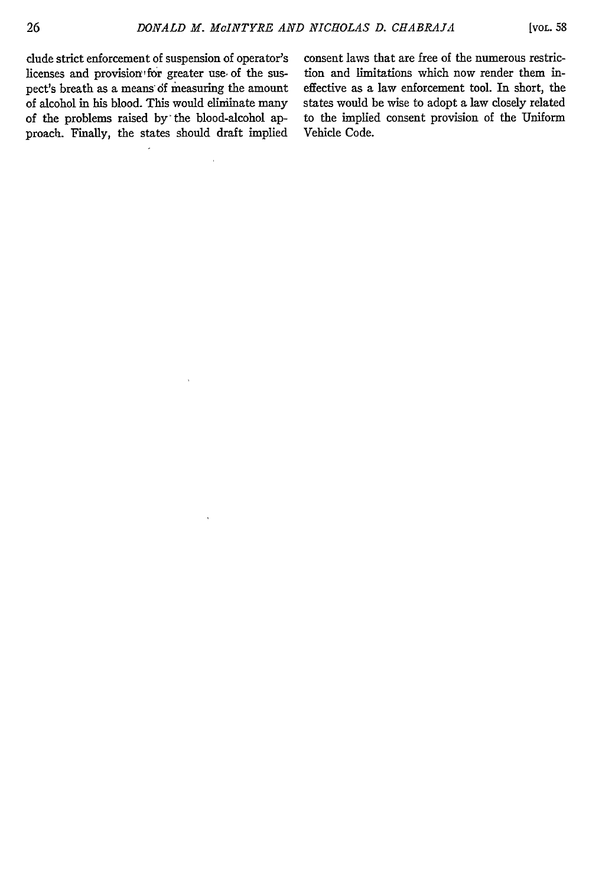clude strict enforcement of suspension of operator's licenses and provision for greater use of the suspect's breath as a means of measuring the amount of alcohol in his blood. This would eliminate many of the problems raised by the blood-alcohol approach. Finally, the states should draft implied consent laws that are free of the numerous restriction and limitations which now render them ineffective as a law enforcement tool. In short, the states would be wise to adopt a law closely related to the implied consent provision of the Uniform Vehicle Code.